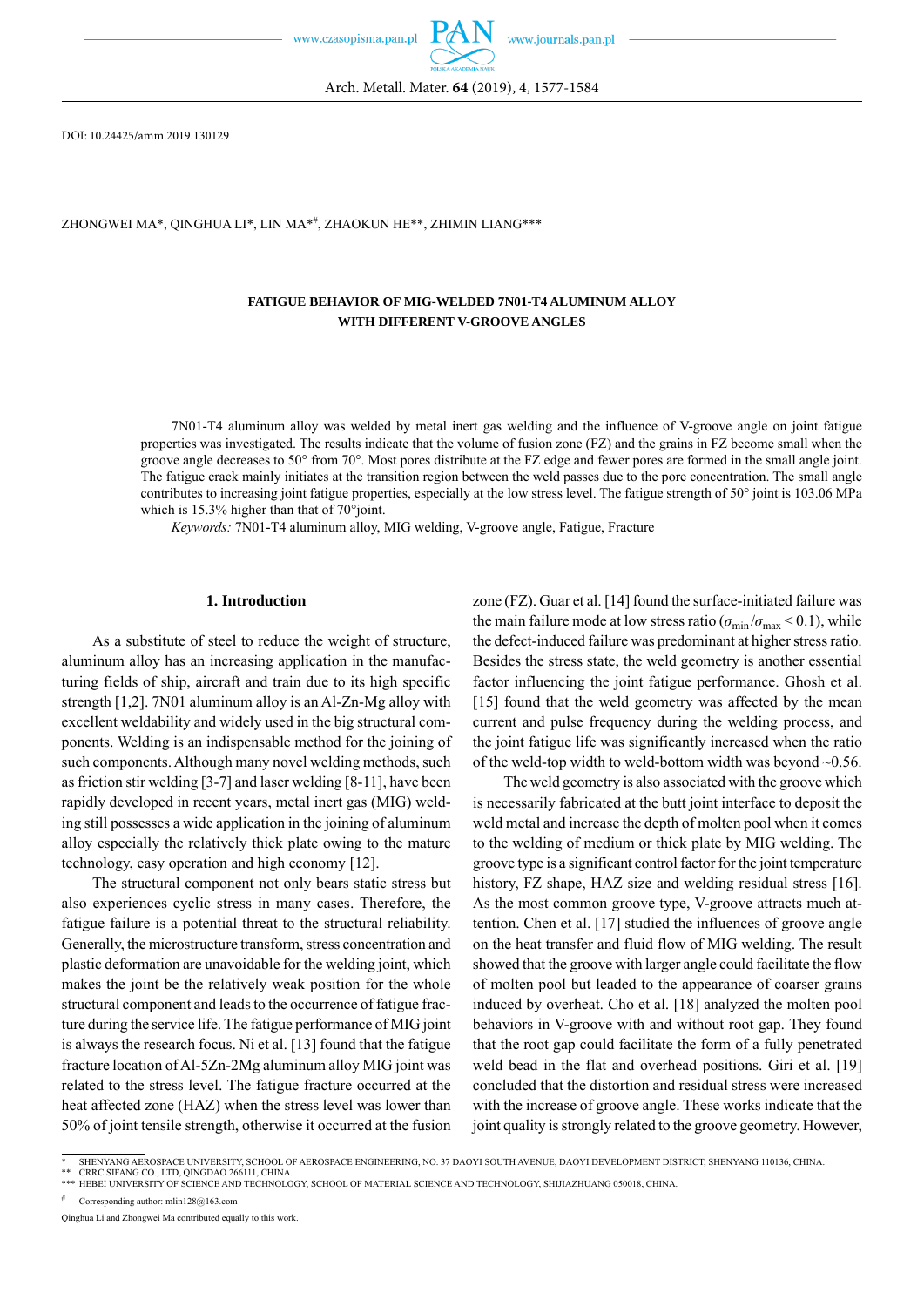DOI: 10.24425/amm.2019.130129

ZHONGWEI MA*, QINGHUA LI*, LIN MA*[#], ZHAOKUN HE**, ZHIMIN LIANG***

# FATIGUE BEHAVIOR OF MIG-WELDED 7N01-T4 ALUMINUM ALLOY WITH DIFFERENT V-GROOVE ANGLES

7N01-T4 aluminum alloy was welded by metal inert gas welding and the influence of V-groove angle on joint fatigue properties was investigated. The results indicate that the volume of fusion zone (FZ) and the grains in FZ become small when the groove angle decreases to 50° from 70°. Most pores distribute at the FZ edge and fewer pores are formed in the small angle joint. The fatigue crack mainly initiates at the transition region between the weld passes due to the pore concentration. The small angle contributes to increasing joint fatigue properties, especially at the low stress level. The fatigue strength of 50° joint is 103.06 MPa which is 15.3% higher than that of 70°joint.

*Keywords:* 7N01-T4 aluminum alloy, MIG welding, V-groove angle, Fatigue, Fracture

## 1. Introduction

As a substitute of steel to reduce the weight of structure, aluminum alloy has an increasing application in the manufacturing fields of ship, aircraft and train due to its high specific strength [1,2]. 7N01 aluminum alloy is an Al-Zn-Mg alloy with excellent weldability and widely used in the big structural components. Welding is an indispensable method for the joining of such components. Although many novel welding methods, such as friction stir welding [3-7] and laser welding [8-11], have been rapidly developed in recent years, metal inert gas (MIG) welding still possesses a wide application in the joining of aluminum alloy especially the relatively thick plate owing to the mature technology, easy operation and high economy [12].

The structural component not only bears static stress but also experiences cyclic stress in many cases. Therefore, the fatigue failure is a potential threat to the structural reliability. Generally, the microstructure transform, stress concentration and plastic deformation are unavoidable for the welding joint, which makes the joint be the relatively weak position for the whole structural component and leads to the occurrence of fatigue fracture during the service life. The fatigue performance of MIG joint is always the research focus. Ni et al. [13] found that the fatigue fracture location of Al-5Zn-2Mg aluminum alloy MIG joint was related to the stress level. The fatigue fracture occurred at the heat affected zone (HAZ) when the stress level was lower than 50% of joint tensile strength, otherwise it occurred at the fusion zone (FZ). Guar et al. [14] found the surface-initiated failure was the main failure mode at low stress ratio ($\sigma_{min}/\sigma_{max} < 0.1$), while the defect-induced failure was predominant at higher stress ratio. Besides the stress state, the weld geometry is another essential factor influencing the joint fatigue performance. Ghosh et al. [15] found that the weld geometry was affected by the mean current and pulse frequency during the welding process, and the joint fatigue life was significantly increased when the ratio of the weld-top width to weld-bottom width was beyond ~0.56.

The weld geometry is also associated with the groove which is necessarily fabricated at the butt joint interface to deposit the weld metal and increase the depth of molten pool when it comes to the welding of medium or thick plate by MIG welding. The groove type is a significant control factor for the joint temperature history, FZ shape, HAZ size and welding residual stress [16]. As the most common groove type, V-groove attracts much attention. Chen et al. [17] studied the influences of groove angle on the heat transfer and fluid flow of MIG welding. The result showed that the groove with larger angle could facilitate the flow of molten pool but leaded to the appearance of coarser grains induced by overheat. Cho et al. [18] analyzed the molten pool behaviors in V-groove with and without root gap. They found that the root gap could facilitate the form of a fully penetrated weld bead in the flat and overhead positions. Giri et al. [19] concluded that the distortion and residual stress were increased with the increase of groove angle. These works indicate that the joint quality is strongly related to the groove geometry. However,

---

\* SHENYANG AEROSPACE UNIVERSITY, SCHOOL OF AEROSPACE ENGINEERING, NO. 37 DAOYI SOUTH AVENUE, DAOYI DEVELOPMENT DISTRICT, SHENYANG 110136, CHINA.
\*\* CRRC SIFANG CO., LTD, QINGDAO 266111, CHINA.
\*\*\* HEBEI UNIVERSITY OF SCIENCE AND TECHNOLOGY, SCHOOL OF MATERIAL SCIENCE AND TECHNOLOGY, SHIJIAZHUANG 050018, CHINA.

[#] Corresponding author: mlin128@163.com

Qinghua Li and Zhongwei Ma contributed equally to this work.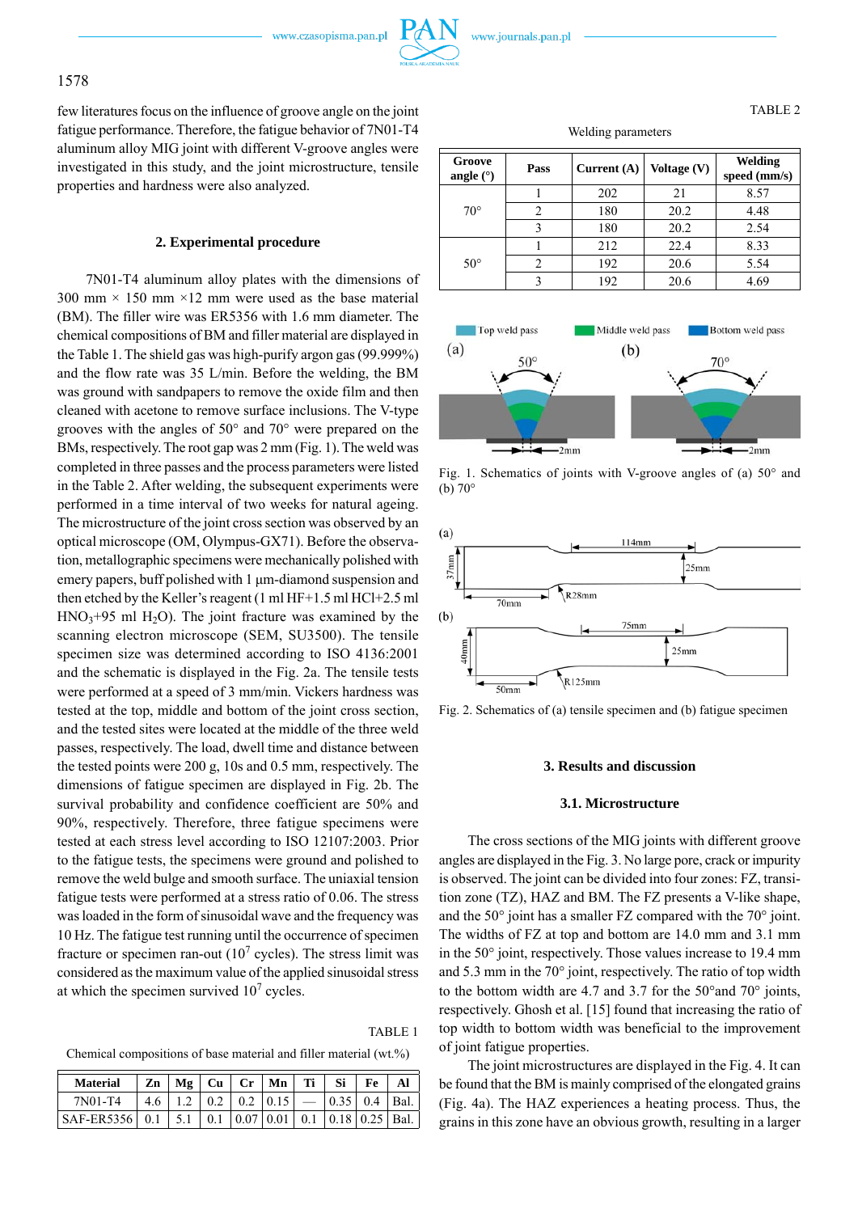few literatures focus on the influence of groove angle on the joint fatigue performance. Therefore, the fatigue behavior of 7N01-T4 aluminum alloy MIG joint with different V-groove angles were investigated in this study, and the joint microstructure, tensile properties and hardness were also analyzed.

## 2. Experimental procedure

7N01-T4 aluminum alloy plates with the dimensions of 300 mm × 150 mm ×12 mm were used as the base material (BM). The filler wire was ER5356 with 1.6 mm diameter. The chemical compositions of BM and filler material are displayed in the Table 1. The shield gas was high-purify argon gas (99.999%) and the flow rate was 35 L/min. Before the welding, the BM was ground with sandpapers to remove the oxide film and then cleaned with acetone to remove surface inclusions. The V-type grooves with the angles of 50° and 70° were prepared on the BMs, respectively. The root gap was 2 mm (Fig. 1). The weld was completed in three passes and the process parameters were listed in the Table 2. After welding, the subsequent experiments were performed in a time interval of two weeks for natural ageing. The microstructure of the joint cross section was observed by an optical microscope (OM, Olympus-GX71). Before the observation, metallographic specimens were mechanically polished with emery papers, buff polished with 1 μm-diamond suspension and then etched by the Keller's reagent (1 ml HF+1.5 ml HCl+2.5 ml $HNO_3$+95 ml $H_2O$). The joint fracture was examined by the scanning electron microscope (SEM, SU3500). The tensile specimen size was determined according to ISO 4136:2001 and the schematic is displayed in the Fig. 2a. The tensile tests were performed at a speed of 3 mm/min. Vickers hardness was tested at the top, middle and bottom of the joint cross section, and the tested sites were located at the middle of the three weld passes, respectively. The load, dwell time and distance between the tested points were 200 g, 10s and 0.5 mm, respectively. The dimensions of fatigue specimen are displayed in Fig. 2b. The survival probability and confidence coefficient are 50% and 90%, respectively. Therefore, three fatigue specimens were tested at each stress level according to ISO 12107:2003. Prior to the fatigue tests, the specimens were ground and polished to remove the weld bulge and smooth surface. The uniaxial tension fatigue tests were performed at a stress ratio of 0.06. The stress was loaded in the form of sinusoidal wave and the frequency was 10 Hz. The fatigue test running until the occurrence of specimen fracture or specimen ran-out ($10^7$ cycles). The stress limit was considered as the maximum value of the applied sinusoidal stress at which the specimen survived $10^7$ cycles.

TABLE 1

Chemical compositions of base material and filler material (wt.%)

| Material | Zn | Mg | Cu | Cr | Mn | Ti | Si | Fe | Al |
|---|---|---|---|---|---|---|---|---|---|
| 7N01-T4 | 4.6 | 1.2 | 0.2 | 0.2 | 0.15 | — | 0.35 | 0.4 | Bal. |
| SAF-ER5356 | 0.1 | 5.1 | 0.1 | 0.07 | 0.01 | 0.1 | 0.18 | 0.25 | Bal. |

TABLE 2

Welding parameters

| Groove angle (°) | Pass | Current (A) | Voltage (V) | Welding speed (mm/s) |
|---|---|---|---|---|
| 70° | 1 | 202 | 21 | 8.57 |
| | 2 | 180 | 20.2 | 4.48 |
| | 3 | 180 | 20.2 | 2.54 |
| 50° | 1 | 212 | 22.4 | 8.33 |
| | 2 | 192 | 20.6 | 5.54 |
| | 3 | 192 | 20.6 | 4.69 |

Top weld pass
Middle weld pass
Bottom weld pass
(a)
50°
2mm
(b)
70°
2mm

Fig. 1. Schematics of joints with V-groove angles of (a) 50° and (b) 70°

(a)
114mm
37mm
25mm
70mm
R28mm
(b)
75mm
40mm
25mm
50mm
R125mm

Fig. 2. Schematics of (a) tensile specimen and (b) fatigue specimen

## 3. Results and discussion

### 3.1. Microstructure

The cross sections of the MIG joints with different groove angles are displayed in the Fig. 3. No large pore, crack or impurity is observed. The joint can be divided into four zones: FZ, transition zone (TZ), HAZ and BM. The FZ presents a V-like shape, and the 50° joint has a smaller FZ compared with the 70° joint. The widths of FZ at top and bottom are 14.0 mm and 3.1 mm in the 50° joint, respectively. Those values increase to 19.4 mm and 5.3 mm in the 70° joint, respectively. The ratio of top width to the bottom width are 4.7 and 3.7 for the 50°and 70° joints, respectively. Ghosh et al. [15] found that increasing the ratio of top width to bottom width was beneficial to the improvement of joint fatigue properties.

The joint microstructures are displayed in the Fig. 4. It can be found that the BM is mainly comprised of the elongated grains (Fig. 4a). The HAZ experiences a heating process. Thus, the grains in this zone have an obvious growth, resulting in a larger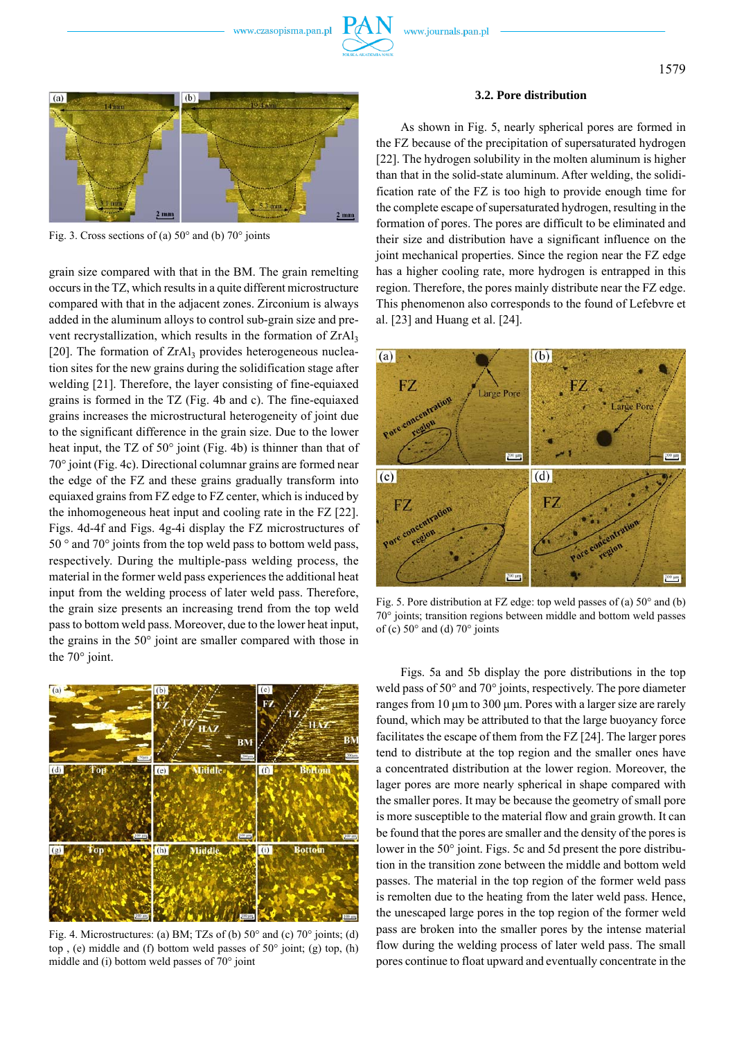Fig. 3. Cross sections of (a) 50° and (b) 70° joints

grain size compared with that in the BM. The grain remelting occurs in the TZ, which results in a quite different microstructure compared with that in the adjacent zones. Zirconium is always added in the aluminum alloys to control sub-grain size and prevent recrystallization, which results in the formation of $ZrAl_3$ [20]. The formation of $ZrAl_3$ provides heterogeneous nucleation sites for the new grains during the solidification stage after welding [21]. Therefore, the layer consisting of fine-equiaxed grains is formed in the TZ (Fig. 4b and c). The fine-equiaxed grains increases the microstructural heterogeneity of joint due to the significant difference in the grain size. Due to the lower heat input, the TZ of 50° joint (Fig. 4b) is thinner than that of 70° joint (Fig. 4c). Directional columnar grains are formed near the edge of the FZ and these grains gradually transform into equiaxed grains from FZ edge to FZ center, which is induced by the inhomogeneous heat input and cooling rate in the FZ [22]. Figs. 4d-4f and Figs. 4g-4i display the FZ microstructures of 50 ° and 70° joints from the top weld pass to bottom weld pass, respectively. During the multiple-pass welding process, the material in the former weld pass experiences the additional heat input from the welding process of later weld pass. Therefore, the grain size presents an increasing trend from the top weld pass to bottom weld pass. Moreover, due to the lower heat input, the grains in the 50° joint are smaller compared with those in the 70° joint.

Fig. 4. Microstructures: (a) BM; TZs of (b) 50° and (c) 70° joints; (d) top , (e) middle and (f) bottom weld passes of 50° joint; (g) top, (h) middle and (i) bottom weld passes of 70° joint

### 3.2. Pore distribution

As shown in Fig. 5, nearly spherical pores are formed in the FZ because of the precipitation of supersaturated hydrogen [22]. The hydrogen solubility in the molten aluminum is higher than that in the solid-state aluminum. After welding, the solidification rate of the FZ is too high to provide enough time for the complete escape of supersaturated hydrogen, resulting in the formation of pores. The pores are difficult to be eliminated and their size and distribution have a significant influence on the joint mechanical properties. Since the region near the FZ edge has a higher cooling rate, more hydrogen is entrapped in this region. Therefore, the pores mainly distribute near the FZ edge. This phenomenon also corresponds to the found of Lefebvre et al. [23] and Huang et al. [24].

Fig. 5. Pore distribution at FZ edge: top weld passes of (a) 50° and (b) 70° joints; transition regions between middle and bottom weld passes of (c) 50° and (d) 70° joints

Figs. 5a and 5b display the pore distributions in the top weld pass of 50° and 70° joints, respectively. The pore diameter ranges from 10 μm to 300 μm. Pores with a larger size are rarely found, which may be attributed to that the large buoyancy force facilitates the escape of them from the FZ [24]. The larger pores tend to distribute at the top region and the smaller ones have a concentrated distribution at the lower region. Moreover, the lager pores are more nearly spherical in shape compared with the smaller pores. It may be because the geometry of small pore is more susceptible to the material flow and grain growth. It can be found that the pores are smaller and the density of the pores is lower in the 50° joint. Figs. 5c and 5d present the pore distribution in the transition zone between the middle and bottom weld passes. The material in the top region of the former weld pass is remolten due to the heating from the later weld pass. Hence, the unescaped large pores in the top region of the former weld pass are broken into the smaller pores by the intense material flow during the welding process of later weld pass. The small pores continue to float upward and eventually concentrate in the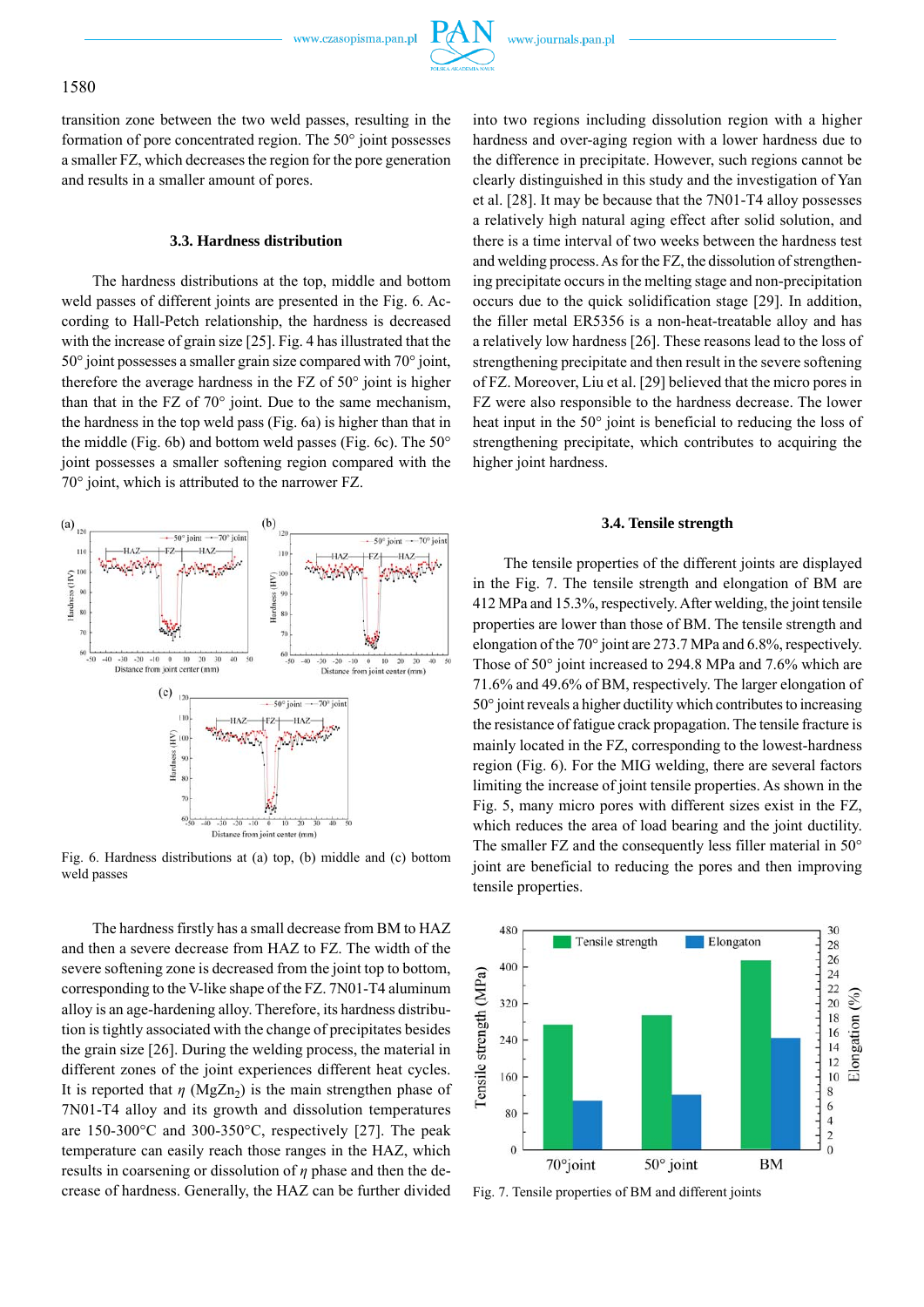transition zone between the two weld passes, resulting in the formation of pore concentrated region. The 50° joint possesses a smaller FZ, which decreases the region for the pore generation and results in a smaller amount of pores.

### 3.3. Hardness distribution

The hardness distributions at the top, middle and bottom weld passes of different joints are presented in the Fig. 6. According to Hall-Petch relationship, the hardness is decreased with the increase of grain size [25]. Fig. 4 has illustrated that the 50° joint possesses a smaller grain size compared with 70° joint, therefore the average hardness in the FZ of 50° joint is higher than that in the FZ of 70° joint. Due to the same mechanism, the hardness in the top weld pass (Fig. 6a) is higher than that in the middle (Fig. 6b) and bottom weld passes (Fig. 6c). The 50° joint possesses a smaller softening region compared with the 70° joint, which is attributed to the narrower FZ.

(a)
50° joint
70° joint
HAZ
FZ
HAZ
Hardness (HV)
120
110
100
90
80
70
60
-50 -40 -30 -20 -10 0 10 20 30 40 50
Distance from joint center (mm)

(b)
50° joint
70° joint
HAZ
FZ
HAZ
Hardness (HV)
120
110
100
90
80
70
60
-50 -40 -30 -20 -10 0 10 20 30 40 50
Distance from joint center (mm)

(c)
50° joint
70° joint
HAZ
FZ
HAZ
Hardness (HV)
120
110
100
90
80
70
60
-50 -40 -30 -20 -10 0 10 20 30 40 50
Distance from joint center (mm)

Fig. 6. Hardness distributions at (a) top, (b) middle and (c) bottom weld passes

The hardness firstly has a small decrease from BM to HAZ and then a severe decrease from HAZ to FZ. The width of the severe softening zone is decreased from the joint top to bottom, corresponding to the V-like shape of the FZ. 7N01-T4 aluminum alloy is an age-hardening alloy. Therefore, its hardness distribution is tightly associated with the change of precipitates besides the grain size [26]. During the welding process, the material in different zones of the joint experiences different heat cycles. It is reported that $\eta$ ($MgZn_2$) is the main strengthen phase of 7N01-T4 alloy and its growth and dissolution temperatures are 150-300°C and 300-350°C, respectively [27]. The peak temperature can easily reach those ranges in the HAZ, which results in coarsening or dissolution of $\eta$ phase and then the decrease of hardness. Generally, the HAZ can be further divided into two regions including dissolution region with a higher hardness and over-aging region with a lower hardness due to the difference in precipitate. However, such regions cannot be clearly distinguished in this study and the investigation of Yan et al. [28]. It may be because that the 7N01-T4 alloy possesses a relatively high natural aging effect after solid solution, and there is a time interval of two weeks between the hardness test and welding process. As for the FZ, the dissolution of strengthening precipitate occurs in the melting stage and non-precipitation occurs due to the quick solidification stage [29]. In addition, the filler metal ER5356 is a non-heat-treatable alloy and has a relatively low hardness [26]. These reasons lead to the loss of strengthening precipitate and then result in the severe softening of FZ. Moreover, Liu et al. [29] believed that the micro pores in FZ were also responsible to the hardness decrease. The lower heat input in the 50° joint is beneficial to reducing the loss of strengthening precipitate, which contributes to acquiring the higher joint hardness.

### 3.4. Tensile strength

The tensile properties of the different joints are displayed in the Fig. 7. The tensile strength and elongation of BM are 412 MPa and 15.3%, respectively. After welding, the joint tensile properties are lower than those of BM. The tensile strength and elongation of the 70° joint are 273.7 MPa and 6.8%, respectively. Those of 50° joint increased to 294.8 MPa and 7.6% which are 71.6% and 49.6% of BM, respectively. The larger elongation of 50° joint reveals a higher ductility which contributes to increasing the resistance of fatigue crack propagation. The tensile fracture is mainly located in the FZ, corresponding to the lowest-hardness region (Fig. 6). For the MIG welding, there are several factors limiting the increase of joint tensile properties. As shown in the Fig. 5, many micro pores with different sizes exist in the FZ, which reduces the area of load bearing and the joint ductility. The smaller FZ and the consequently less filler material in 50° joint are beneficial to reducing the pores and then improving tensile properties.

Tensile strength
Elongation
Tensile strength (MPa)
480
400
320
240
160
80
0
Elongation (%)
30
28
26
24
22
20
18
16
14
12
10
8
6
4
2
0
70°joint
50° joint
BM

Fig. 7. Tensile properties of BM and different joints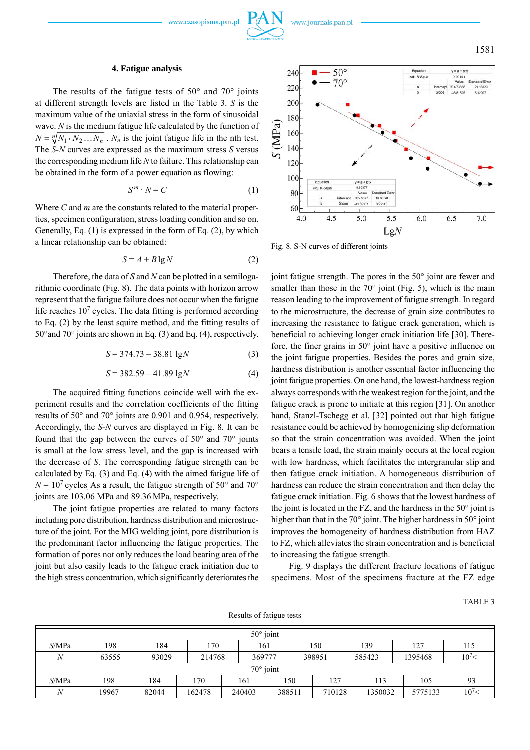### 4. Fatigue analysis

The results of the fatigue tests of 50° and 70° joints at different strength levels are listed in the Table 3. $S$ is the maximum value of the uniaxial stress in the form of sinusoidal wave. $N$ is the medium fatigue life calculated by the function of $N = \sqrt[n]{N_1 \cdot N_2 \ldots N_n}$ . $N_n$ is the joint fatigue life in the nth test. The $S$-$N$ curves are expressed as the maximum stress $S$ versus the corresponding medium life $N$ to failure. This relationship can be obtained in the form of a power equation as flowing:

$$S^m \cdot N = C \tag{1}$$

Where $C$ and $m$ are the constants related to the material properties, specimen configuration, stress loading condition and so on. Generally, Eq. (1) is expressed in the form of Eq. (2), by which a linear relationship can be obtained:

$$S = A + B \lg N \tag{2}$$

Therefore, the data of $S$ and $N$ can be plotted in a semilogarithmic coordinate (Fig. 8). The data points with horizon arrow represent that the fatigue failure does not occur when the fatigue life reaches $10^7$ cycles. The data fitting is performed according to Eq. (2) by the least squire method, and the fitting results of 50°and 70° joints are shown in Eq. (3) and Eq. (4), respectively.

$$S = 374.73 - 38.81 \lg N \tag{3}$$

$$S = 382.59 - 41.89 \lg N \tag{4}$$

The acquired fitting functions coincide well with the experiment results and the correlation coefficients of the fitting results of 50° and 70° joints are 0.901 and 0.954, respectively. Accordingly, the $S$-$N$ curves are displayed in Fig. 8. It can be found that the gap between the curves of 50° and 70° joints is small at the low stress level, and the gap is increased with the decrease of $S$. The corresponding fatigue strength can be calculated by Eq. (3) and Eq. (4) with the aimed fatigue life of $N = 10^7$ cycles. As a result, the fatigue strength of 50° and 70° joints are 103.06 MPa and 89.36 MPa, respectively.

The joint fatigue properties are related to many factors including pore distribution, hardness distribution and microstructure of the joint. For the MIG welding joint, pore distribution is the predominant factor influencing the fatigue properties. The formation of pores not only reduces the load bearing area of the joint but also easily leads to the fatigue crack initiation due to the high stress concentration, which significantly deteriorates the joint fatigue strength. The pores in the 50° joint are fewer and smaller than those in the 70° joint (Fig. 5), which is the main reason leading to the improvement of fatigue strength. In regard to the microstructure, the decrease of grain size contributes to increasing the resistance to fatigue crack generation, which is beneficial to achieving longer crack initiation life [30]. Therefore, the finer grains in 50° joint have a positive influence on the joint fatigue properties. Besides the pores and grain size, hardness distribution is another essential factor influencing the joint fatigue properties. On one hand, the lowest-hardness region always corresponds with the weakest region for the joint, and the fatigue crack is prone to initiate at this region [31]. On another hand, Stanzl-Tschegg et al. [32] pointed out that high fatigue resistance could be achieved by homogenizing slip deformation so that the strain concentration was avoided. When the joint bears a tensile load, the strain mainly occurs at the local region with low hardness, which facilitates the intergranular slip and then fatigue crack initiation. A homogeneous distribution of hardness can reduce the strain concentration and then delay the fatigue crack initiation. Fig. 6 shows that the lowest hardness of the joint is located in the FZ, and the hardness in the 50° joint is higher than that in the 70° joint. The higher hardness in 50° joint improves the homogeneity of hardness distribution from HAZ to FZ, which alleviates the strain concentration and is beneficial to increasing the fatigue strength.

Fig. 9 displays the different fracture locations of fatigue specimens. Most of the specimens fracture at the FZ edge

S (MPa)
LgN
50°
70°
Equation y = a + b*x
Adj. R-Squa 0.90101
Value Standard Error
a Intercept 374.73628 29.16029
b Slope -38.81595 5.12907
Equation y = a + b*x
Adj. R-Squa 0.95377
Value Standard Error
a Intercept 382.5877 18.66144
b Slope -41.89171 3.25113

Fig. 8. S-N curves of different joints

TABLE 3

Results of fatigue tests

| | | | | | | | | | |
|---|---|---|---|---|---|---|---|---|---|
| 50° joint | | | | | | | | | |
| $S$/MPa | 198 | 184 | 170 | 161 | 150 | 139 | 127 | 115 | |
| $N$ | 63555 | 93029 | 214768 | 369777 | 398951 | 585423 | 1395468 | $10^7$< | |
| 70° joint | | | | | | | | | |
| $S$/MPa | 198 | 184 | 170 | 161 | 150 | 127 | 113 | 105 | 93 |
| $N$ | 19967 | 82044 | 162478 | 240403 | 388511 | 710128 | 1350032 | 5775133 | $10^7$< |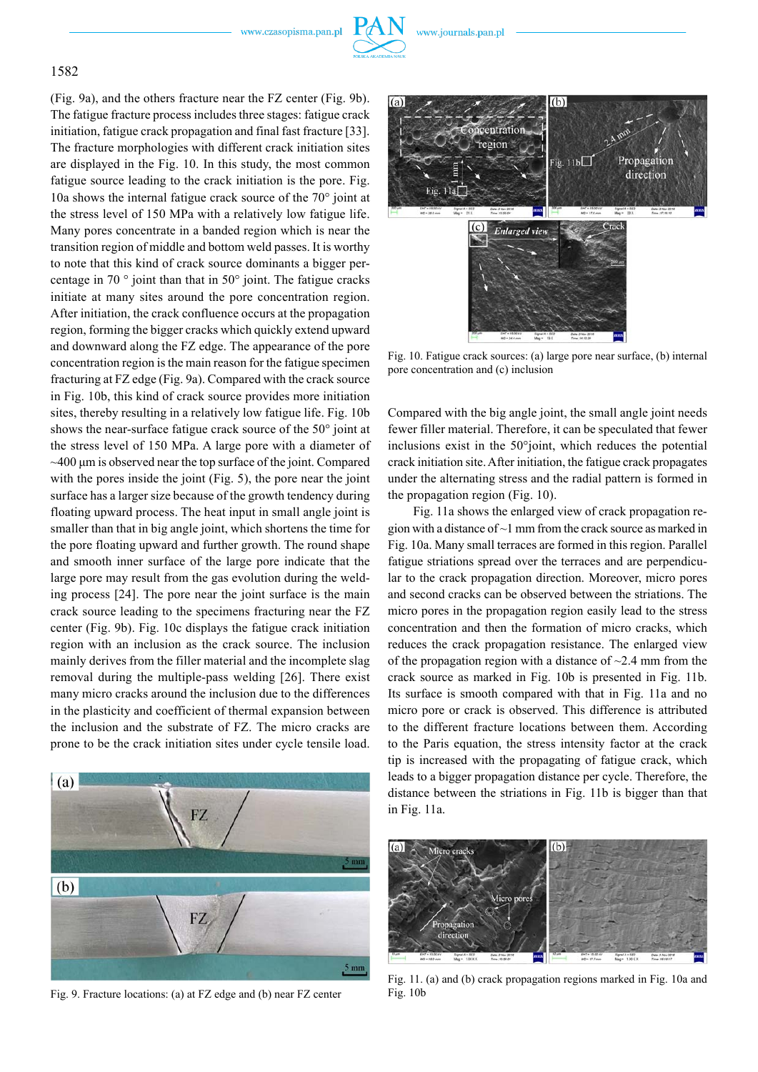(Fig. 9a), and the others fracture near the FZ center (Fig. 9b). The fatigue fracture process includes three stages: fatigue crack initiation, fatigue crack propagation and final fast fracture [33]. The fracture morphologies with different crack initiation sites are displayed in the Fig. 10. In this study, the most common fatigue source leading to the crack initiation is the pore. Fig. 10a shows the internal fatigue crack source of the 70° joint at the stress level of 150 MPa with a relatively low fatigue life. Many pores concentrate in a banded region which is near the transition region of middle and bottom weld passes. It is worthy to note that this kind of crack source dominants a bigger percentage in 70 ° joint than that in 50° joint. The fatigue cracks initiate at many sites around the pore concentration region. After initiation, the crack confluence occurs at the propagation region, forming the bigger cracks which quickly extend upward and downward along the FZ edge. The appearance of the pore concentration region is the main reason for the fatigue specimen fracturing at FZ edge (Fig. 9a). Compared with the crack source in Fig. 10b, this kind of crack source provides more initiation sites, thereby resulting in a relatively low fatigue life. Fig. 10b shows the near-surface fatigue crack source of the 50° joint at the stress level of 150 MPa. A large pore with a diameter of ~400 μm is observed near the top surface of the joint. Compared with the pores inside the joint (Fig. 5), the pore near the joint surface has a larger size because of the growth tendency during floating upward process. The heat input in small angle joint is smaller than that in big angle joint, which shortens the time for the pore floating upward and further growth. The round shape and smooth inner surface of the large pore indicate that the large pore may result from the gas evolution during the welding process [24]. The pore near the joint surface is the main crack source leading to the specimens fracturing near the FZ center (Fig. 9b). Fig. 10c displays the fatigue crack initiation region with an inclusion as the crack source. The inclusion mainly derives from the filler material and the incomplete slag removal during the multiple-pass welding [26]. There exist many micro cracks around the inclusion due to the differences in the plasticity and coefficient of thermal expansion between the inclusion and the substrate of FZ. The micro cracks are prone to be the crack initiation sites under cycle tensile load.

Fig. 9. Fracture locations: (a) at FZ edge and (b) near FZ center

Fig. 10. Fatigue crack sources: (a) large pore near surface, (b) internal pore concentration and (c) inclusion

Compared with the big angle joint, the small angle joint needs fewer filler material. Therefore, it can be speculated that fewer inclusions exist in the 50°joint, which reduces the potential crack initiation site. After initiation, the fatigue crack propagates under the alternating stress and the radial pattern is formed in the propagation region (Fig. 10).

Fig. 11a shows the enlarged view of crack propagation region with a distance of ~1 mm from the crack source as marked in Fig. 10a. Many small terraces are formed in this region. Parallel fatigue striations spread over the terraces and are perpendicular to the crack propagation direction. Moreover, micro pores and second cracks can be observed between the striations. The micro pores in the propagation region easily lead to the stress concentration and then the formation of micro cracks, which reduces the crack propagation resistance. The enlarged view of the propagation region with a distance of ~2.4 mm from the crack source as marked in Fig. 10b is presented in Fig. 11b. Its surface is smooth compared with that in Fig. 11a and no micro pore or crack is observed. This difference is attributed to the different fracture locations between them. According to the Paris equation, the stress intensity factor at the crack tip is increased with the propagating of fatigue crack, which leads to a bigger propagation distance per cycle. Therefore, the distance between the striations in Fig. 11b is bigger than that in Fig. 11a.

Fig. 11. (a) and (b) crack propagation regions marked in Fig. 10a and Fig. 10b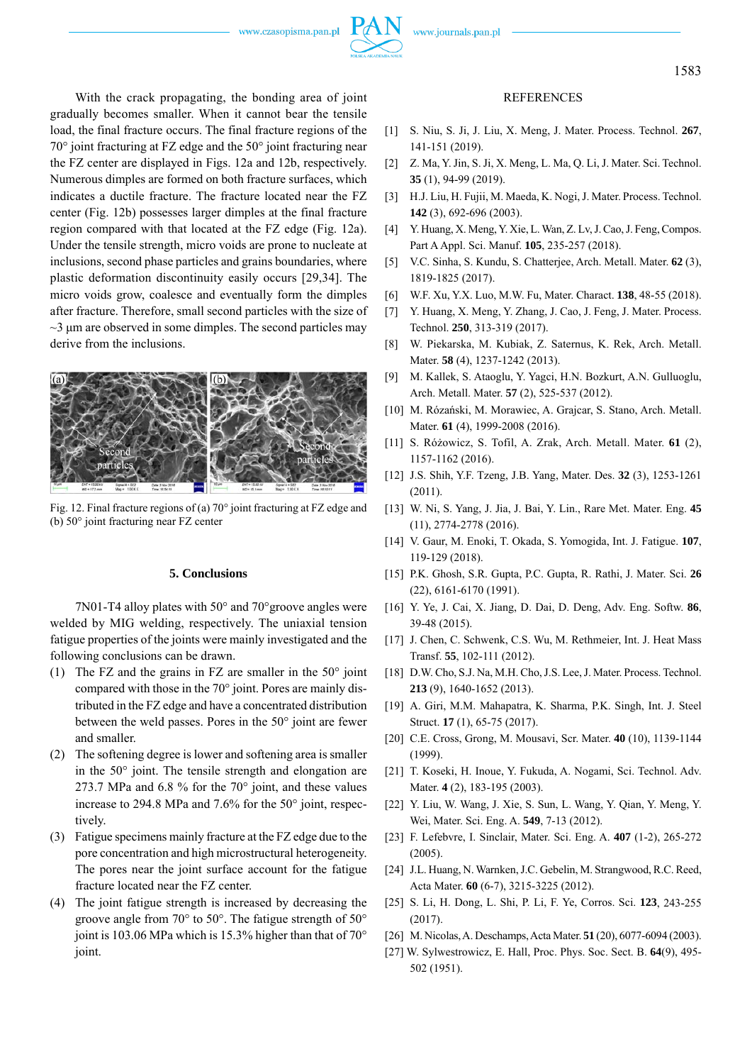With the crack propagating, the bonding area of joint gradually becomes smaller. When it cannot bear the tensile load, the final fracture occurs. The final fracture regions of the 70° joint fracturing at FZ edge and the 50° joint fracturing near the FZ center are displayed in Figs. 12a and 12b, respectively. Numerous dimples are formed on both fracture surfaces, which indicates a ductile fracture. The fracture located near the FZ center (Fig. 12b) possesses larger dimples at the final fracture region compared with that located at the FZ edge (Fig. 12a). Under the tensile strength, micro voids are prone to nucleate at inclusions, second phase particles and grains boundaries, where plastic deformation discontinuity easily occurs [29,34]. The micro voids grow, coalesce and eventually form the dimples after fracture. Therefore, small second particles with the size of ~3 μm are observed in some dimples. The second particles may derive from the inclusions.

(a) Second particles

(b) Second particles

Fig. 12. Final fracture regions of (a) 70° joint fracturing at FZ edge and (b) 50° joint fracturing near FZ center

## 5. Conclusions

7N01-T4 alloy plates with 50° and 70°groove angles were welded by MIG welding, respectively. The uniaxial tension fatigue properties of the joints were mainly investigated and the following conclusions can be drawn.

(1) The FZ and the grains in FZ are smaller in the 50° joint compared with those in the 70° joint. Pores are mainly distributed in the FZ edge and have a concentrated distribution between the weld passes. Pores in the 50° joint are fewer and smaller.
(2) The softening degree is lower and softening area is smaller in the 50° joint. The tensile strength and elongation are 273.7 MPa and 6.8 % for the 70° joint, and these values increase to 294.8 MPa and 7.6% for the 50° joint, respectively.
(3) Fatigue specimens mainly fracture at the FZ edge due to the pore concentration and high microstructural heterogeneity. The pores near the joint surface account for the fatigue fracture located near the FZ center.
(4) The joint fatigue strength is increased by decreasing the groove angle from 70° to 50°. The fatigue strength of 50° joint is 103.06 MPa which is 15.3% higher than that of 70° joint.

## REFERENCES

[1] S. Niu, S. Ji, J. Liu, X. Meng, J. Mater. Process. Technol. **267**, 141-151 (2019).
[2] Z. Ma, Y. Jin, S. Ji, X. Meng, L. Ma, Q. Li, J. Mater. Sci. Technol. **35** (1), 94-99 (2019).
[3] H.J. Liu, H. Fujii, M. Maeda, K. Nogi, J. Mater. Process. Technol. **142** (3), 692-696 (2003).
[4] Y. Huang, X. Meng, Y. Xie, L. Wan, Z. Lv, J. Cao, J. Feng, Compos. Part A Appl. Sci. Manuf. **105**, 235-257 (2018).
[5] V.C. Sinha, S. Kundu, S. Chatterjee, Arch. Metall. Mater. **62** (3), 1819-1825 (2017).
[6] W.F. Xu, Y.X. Luo, M.W. Fu, Mater. Charact. **138**, 48-55 (2018).
[7] Y. Huang, X. Meng, Y. Zhang, J. Cao, J. Feng, J. Mater. Process. Technol. **250**, 313-319 (2017).
[8] W. Piekarska, M. Kubiak, Z. Saternus, K. Rek, Arch. Metall. Mater. **58** (4), 1237-1242 (2013).
[9] M. Kallek, S. Ataoglu, Y. Yagci, H.N. Bozkurt, A.N. Gulluoglu, Arch. Metall. Mater. **57** (2), 525-537 (2012).
[10] M. Różański, M. Morawiec, A. Grajcar, S. Stano, Arch. Metall. Mater. **61** (4), 1999-2008 (2016).
[11] S. Różowicz, S. Tofil, A. Zrak, Arch. Metall. Mater. **61** (2), 1157-1162 (2016).
[12] J.S. Shih, Y.F. Tzeng, J.B. Yang, Mater. Des. **32** (3), 1253-1261 (2011).
[13] W. Ni, S. Yang, J. Jia, J. Bai, Y. Lin., Rare Met. Mater. Eng. **45** (11), 2774-2778 (2016).
[14] V. Gaur, M. Enoki, T. Okada, S. Yomogida, Int. J. Fatigue. **107**, 119-129 (2018).
[15] P.K. Ghosh, S.R. Gupta, P.C. Gupta, R. Rathi, J. Mater. Sci. **26** (22), 6161-6170 (1991).
[16] Y. Ye, J. Cai, X. Jiang, D. Dai, D. Deng, Adv. Eng. Softw. **86**, 39-48 (2015).
[17] J. Chen, C. Schwenk, C.S. Wu, M. Rethmeier, Int. J. Heat Mass Transf. **55**, 102-111 (2012).
[18] D.W. Cho, S.J. Na, M.H. Cho, J.S. Lee, J. Mater. Process. Technol. **213** (9), 1640-1652 (2013).
[19] A. Giri, M.M. Mahapatra, K. Sharma, P.K. Singh, Int. J. Steel Struct. **17** (1), 65-75 (2017).
[20] C.E. Cross, Grong, M. Mousavi, Scr. Mater. **40** (10), 1139-1144 (1999).
[21] T. Koseki, H. Inoue, Y. Fukuda, A. Nogami, Sci. Technol. Adv. Mater. **4** (2), 183-195 (2003).
[22] Y. Liu, W. Wang, J. Xie, S. Sun, L. Wang, Y. Qian, Y. Meng, Y. Wei, Mater. Sci. Eng. A. **549**, 7-13 (2012).
[23] F. Lefebvre, I. Sinclair, Mater. Sci. Eng. A. **407** (1-2), 265-272 (2005).
[24] J.L. Huang, N. Warnken, J.C. Gebelin, M. Strangwood, R.C. Reed, Acta Mater. **60** (6-7), 3215-3225 (2012).
[25] S. Li, H. Dong, L. Shi, P. Li, F. Ye, Corros. Sci. **123**, 243-255 (2017).
[26] M. Nicolas, A. Deschamps, Acta Mater. **51** (20), 6077-6094 (2003).
[27] W. Sylwestrowicz, E. Hall, Proc. Phys. Soc. Sect. B. **64**(9), 495-502 (1951).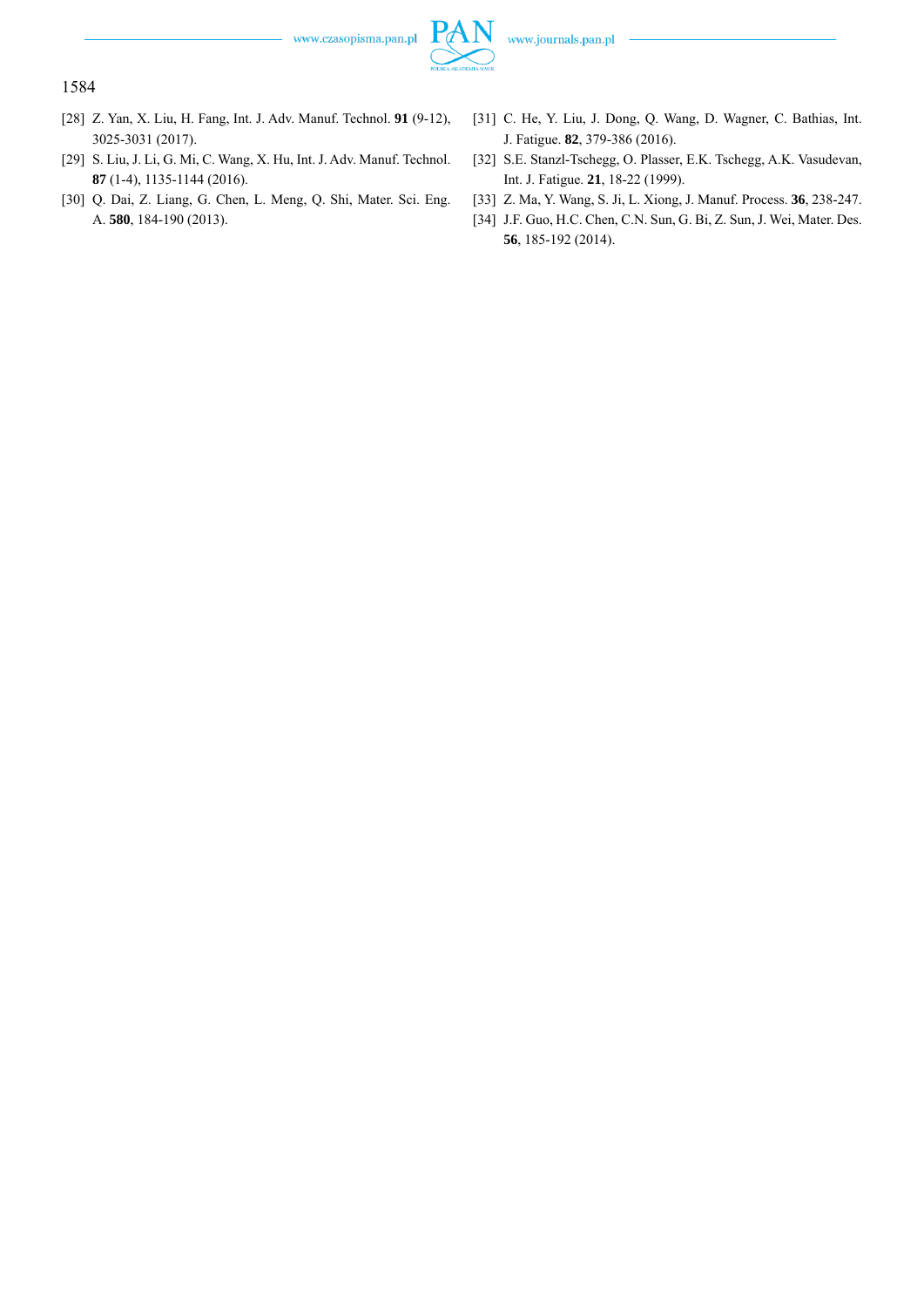[28] Z. Yan, X. Liu, H. Fang, Int. J. Adv. Manuf. Technol. **91** (9-12), 3025-3031 (2017).

[29] S. Liu, J. Li, G. Mi, C. Wang, X. Hu, Int. J. Adv. Manuf. Technol. **87** (1-4), 1135-1144 (2016).

[30] Q. Dai, Z. Liang, G. Chen, L. Meng, Q. Shi, Mater. Sci. Eng. A. **580**, 184-190 (2013).

[31] C. He, Y. Liu, J. Dong, Q. Wang, D. Wagner, C. Bathias, Int. J. Fatigue. **82**, 379-386 (2016).

[32] S.E. Stanzl-Tschegg, O. Plasser, E.K. Tschegg, A.K. Vasudevan, Int. J. Fatigue. **21**, 18-22 (1999).

[33] Z. Ma, Y. Wang, S. Ji, L. Xiong, J. Manuf. Process. **36**, 238-247.

[34] J.F. Guo, H.C. Chen, C.N. Sun, G. Bi, Z. Sun, J. Wei, Mater. Des. **56**, 185-192 (2014).